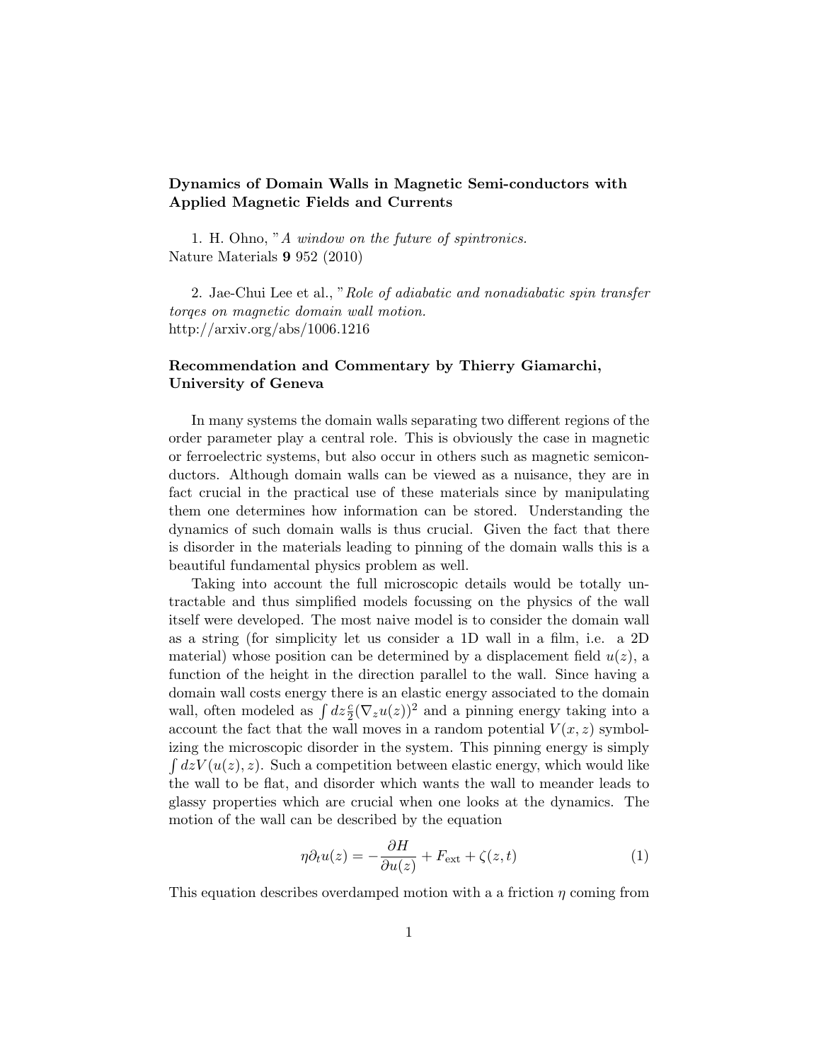**Dynamics of Domain Walls in Magnetic Semi-conductors with Applied Magnetic Fields and Currents**

1. H. Ohno, "*A window on the future of spintronics.* Nature Materials **9** 952 (2010)

2. Jae-Chui Lee et al., "*Role of adiabatic and nonadiabatic spin transfer torqes on magnetic domain wall motion.* http://arxiv.org/abs/1006.1216

**Recommendation and Commentary by Thierry Giamarchi, University of Geneva**

In many systems the domain walls separating two different regions of the order parameter play a central role. This is obviously the case in magnetic or ferroelectric systems, but also occur in others such as magnetic semiconductors. Although domain walls can be viewed as a nuisance, they are in fact crucial in the practical use of these materials since by manipulating them one determines how information can be stored. Understanding the dynamics of such domain walls is thus crucial. Given the fact that there is disorder in the materials leading to pinning of the domain walls this is a beautiful fundamental physics problem as well.

Taking into account the full microscopic details would be totally untractable and thus simplified models focussing on the physics of the wall itself were developed. The most naive model is to consider the domain wall as a string (for simplicity let us consider a 1D wall in a film, i.e. a 2D material) whose position can be determined by a displacement field $u(z)$, a function of the height in the direction parallel to the wall. Since having a domain wall costs energy there is an elastic energy associated to the domain wall, often modeled as $\int dz \frac{c}{2}(\nabla_z u(z))^2$ and a pinning energy taking into a account the fact that the wall moves in a random potential $V(x,z)$ symbolizing the microscopic disorder in the system. This pinning energy is simply $\int dz V(u(z),z)$. Such a competition between elastic energy, which would like the wall to be flat, and disorder which wants the wall to meander leads to glassy properties which are crucial when one looks at the dynamics. The motion of the wall can be described by the equation

$$\eta \partial_t u(z) = -\frac{\partial H}{\partial u(z)} + F_{\text{ext}} + \zeta(z,t) \tag{1}$$

This equation describes overdamped motion with a a friction $\eta$ coming from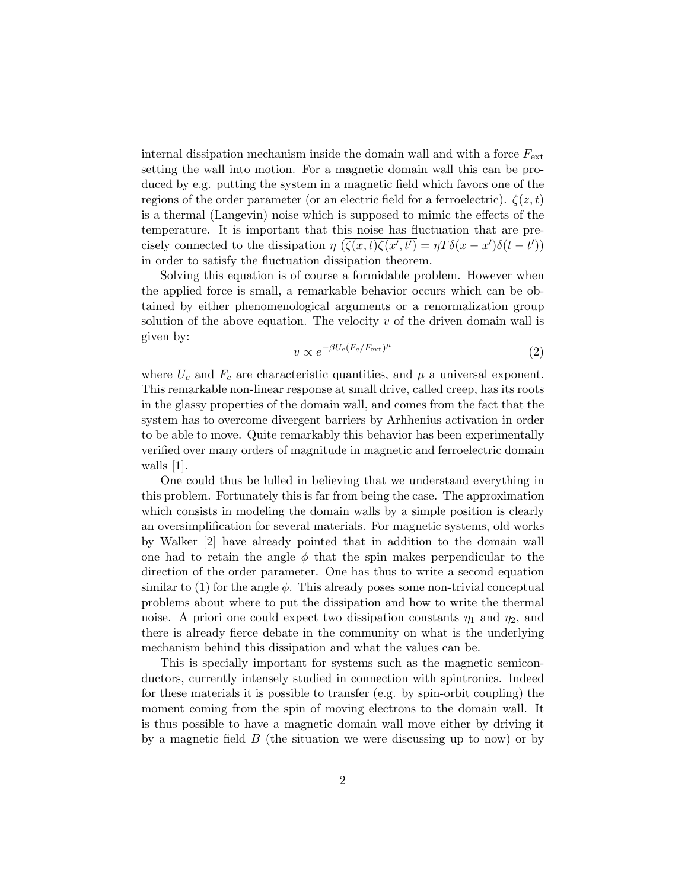internal dissipation mechanism inside the domain wall and with a force $F_{\rm ext}$ setting the wall into motion. For a magnetic domain wall this can be produced by e.g. putting the system in a magnetic field which favors one of the regions of the order parameter (or an electric field for a ferroelectric). $\zeta(z,t)$ is a thermal (Langevin) noise which is supposed to mimic the effects of the temperature. It is important that this noise has fluctuation that are precisely connected to the dissipation $\eta$ ($\overline{\zeta(x,t)\zeta(x',t')} = \eta T \delta(x-x')\delta(t-t')$) in order to satisfy the fluctuation dissipation theorem.

Solving this equation is of course a formidable problem. However when the applied force is small, a remarkable behavior occurs which can be obtained by either phenomenological arguments or a renormalization group solution of the above equation. The velocity $v$ of the driven domain wall is given by:

$$v \propto e^{-\beta U_c (F_c/F_{\rm ext})^{\mu}} \tag{2}$$

where $U_c$ and $F_c$ are characteristic quantities, and $\mu$ a universal exponent. This remarkable non-linear response at small drive, called creep, has its roots in the glassy properties of the domain wall, and comes from the fact that the system has to overcome divergent barriers by Arhhenius activation in order to be able to move. Quite remarkably this behavior has been experimentally verified over many orders of magnitude in magnetic and ferroelectric domain walls [1].

One could thus be lulled in believing that we understand everything in this problem. Fortunately this is far from being the case. The approximation which consists in modeling the domain walls by a simple position is clearly an oversimplification for several materials. For magnetic systems, old works by Walker [2] have already pointed that in addition to the domain wall one had to retain the angle $\phi$ that the spin makes perpendicular to the direction of the order parameter. One has thus to write a second equation similar to (1) for the angle $\phi$. This already poses some non-trivial conceptual problems about where to put the dissipation and how to write the thermal noise. A priori one could expect two dissipation constants $\eta_1$ and $\eta_2$, and there is already fierce debate in the community on what is the underlying mechanism behind this dissipation and what the values can be.

This is specially important for systems such as the magnetic semiconductors, currently intensely studied in connection with spintronics. Indeed for these materials it is possible to transfer (e.g. by spin-orbit coupling) the moment coming from the spin of moving electrons to the domain wall. It is thus possible to have a magnetic domain wall move either by driving it by a magnetic field $B$ (the situation we were discussing up to now) or by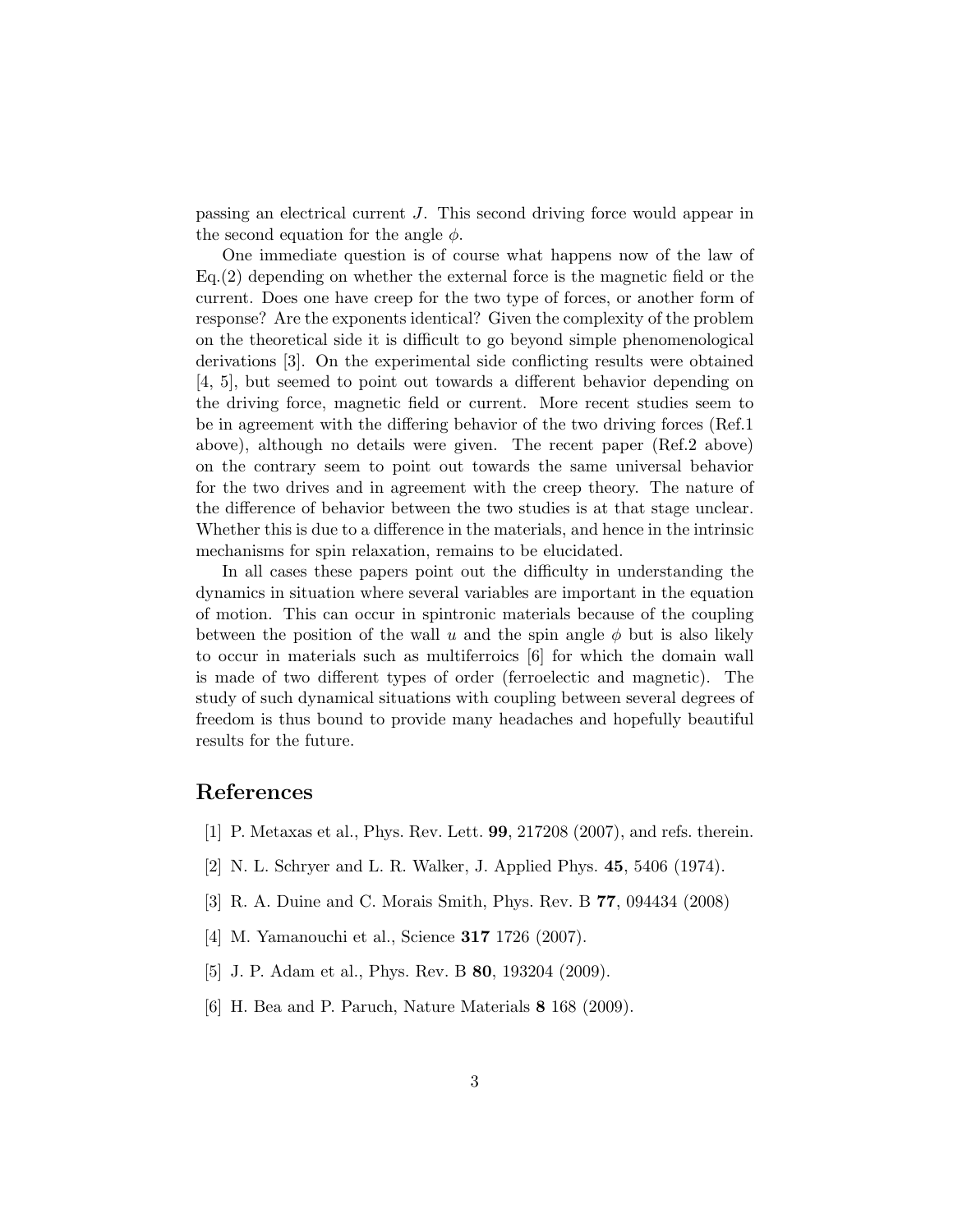passing an electrical current $J$. This second driving force would appear in the second equation for the angle $\phi$.

One immediate question is of course what happens now of the law of Eq.(2) depending on whether the external force is the magnetic field or the current. Does one have creep for the two type of forces, or another form of response? Are the exponents identical? Given the complexity of the problem on the theoretical side it is difficult to go beyond simple phenomenological derivations [3]. On the experimental side conflicting results were obtained [4, 5], but seemed to point out towards a different behavior depending on the driving force, magnetic field or current. More recent studies seem to be in agreement with the differing behavior of the two driving forces (Ref.1 above), although no details were given. The recent paper (Ref.2 above) on the contrary seem to point out towards the same universal behavior for the two drives and in agreement with the creep theory. The nature of the difference of behavior between the two studies is at that stage unclear. Whether this is due to a difference in the materials, and hence in the intrinsic mechanisms for spin relaxation, remains to be elucidated.

In all cases these papers point out the difficulty in understanding the dynamics in situation where several variables are important in the equation of motion. This can occur in spintronic materials because of the coupling between the position of the wall $u$ and the spin angle $\phi$ but is also likely to occur in materials such as multiferroics [6] for which the domain wall is made of two different types of order (ferroelectic and magnetic). The study of such dynamical situations with coupling between several degrees of freedom is thus bound to provide many headaches and hopefully beautiful results for the future.

## References

[1] P. Metaxas et al., Phys. Rev. Lett. **99**, 217208 (2007), and refs. therein.

[2] N. L. Schryer and L. R. Walker, J. Applied Phys. **45**, 5406 (1974).

[3] R. A. Duine and C. Morais Smith, Phys. Rev. B **77**, 094434 (2008)

[4] M. Yamanouchi et al., Science **317** 1726 (2007).

[5] J. P. Adam et al., Phys. Rev. B **80**, 193204 (2009).

[6] H. Bea and P. Paruch, Nature Materials **8** 168 (2009).